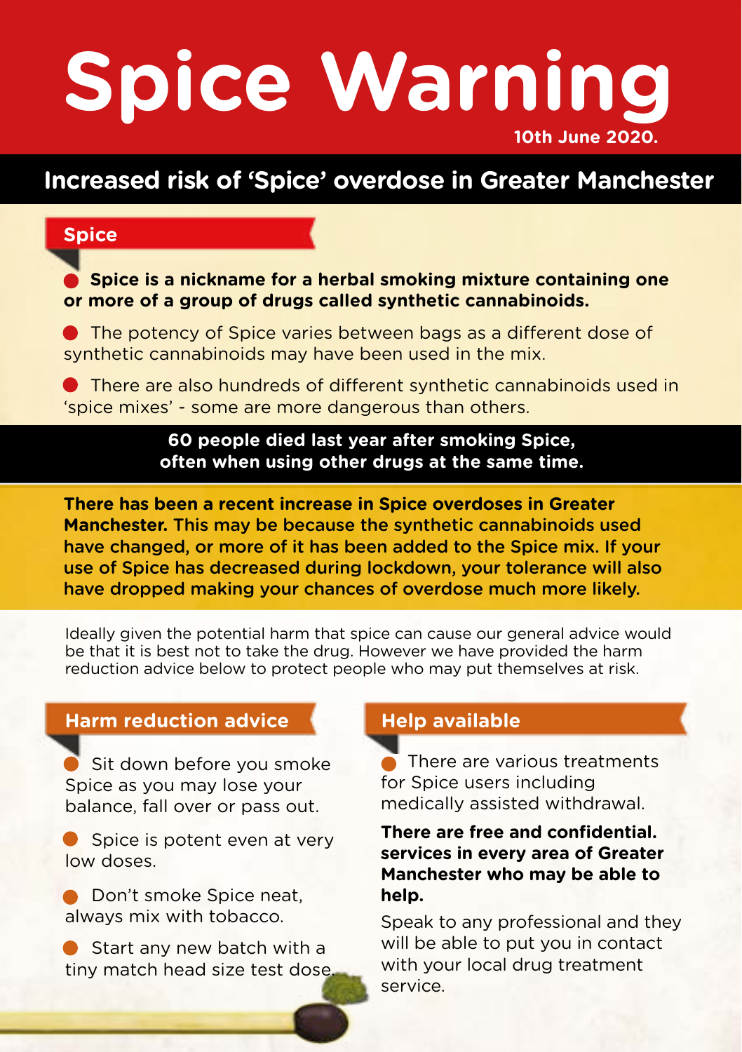# Spice Warning

**10th June 2020.**

## Increased risk of 'Spice' overdose in Greater Manchester

### Spice

- **Spice is a nickname for a herbal smoking mixture containing one or more of a group of drugs called synthetic cannabinoids.**
- The potency of Spice varies between bags as a different dose of synthetic cannabinoids may have been used in the mix.
- There are also hundreds of different synthetic cannabinoids used in 'spice mixes' - some are more dangerous than others.

**60 people died last year after smoking Spice, often when using other drugs at the same time.**

**There has been a recent increase in Spice overdoses in Greater Manchester. This may be because the synthetic cannabinoids used have changed, or more of it has been added to the Spice mix. If your use of Spice has decreased during lockdown, your tolerance will also have dropped making your chances of overdose much more likely.**

Ideally given the potential harm that spice can cause our general advice would be that it is best not to take the drug. However we have provided the harm reduction advice below to protect people who may put themselves at risk.

### Harm reduction advice

- Sit down before you smoke Spice as you may lose your balance, fall over or pass out.
- Spice is potent even at very low doses.
- Don't smoke Spice neat, always mix with tobacco.
- Start any new batch with a tiny match head size test dose.

### Help available

- There are various treatments for Spice users including medically assisted withdrawal.

**There are free and confidential. services in every area of Greater Manchester who may be able to help.**

Speak to any professional and they will be able to put you in contact with your local drug treatment service.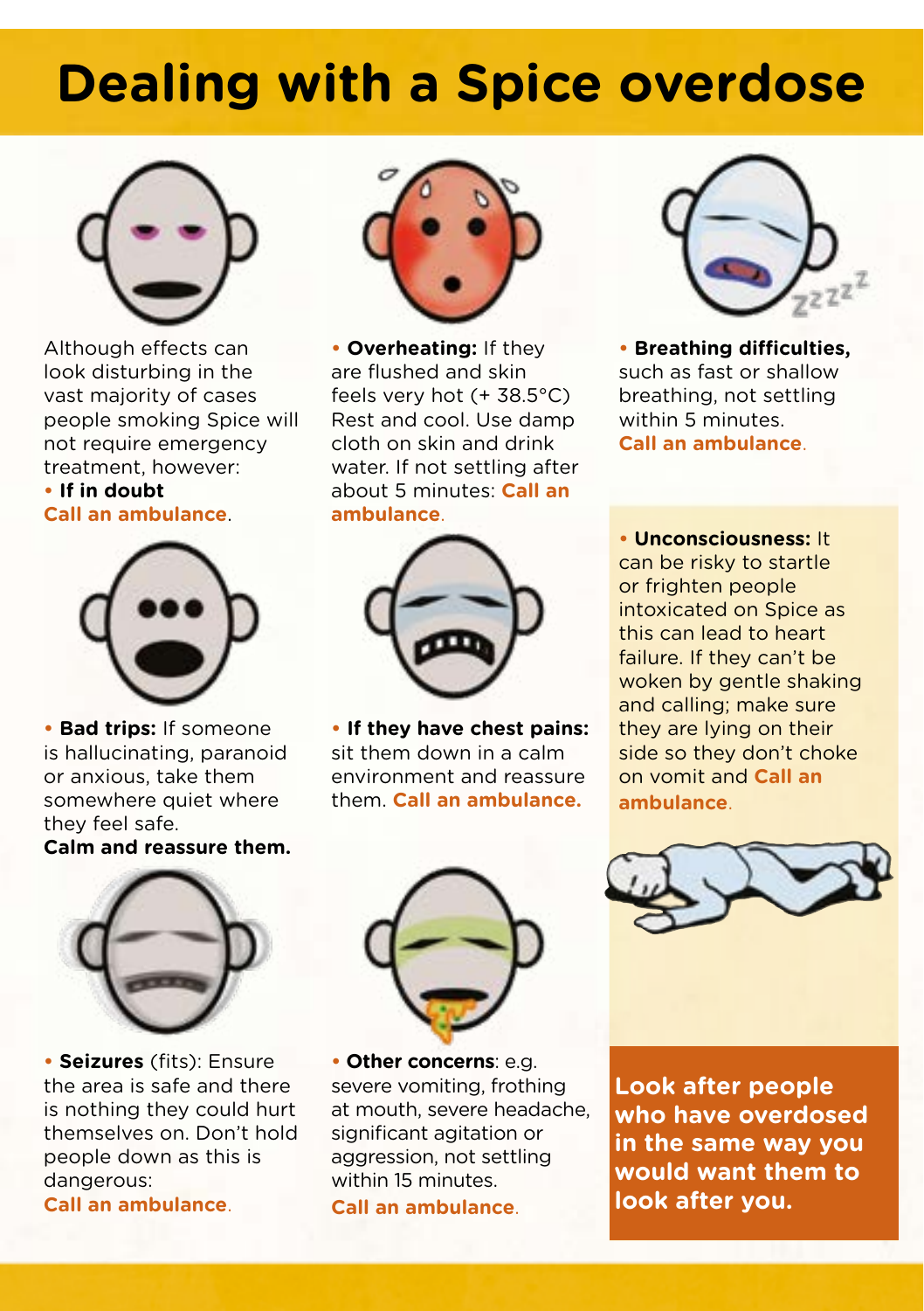# Dealing with a Spice overdose

Although effects can look disturbing in the vast majority of cases people smoking Spice will not require emergency treatment, however:

- **If in doubt**
**Call an ambulance**.

- **Overheating:** If they are flushed and skin feels very hot (+ 38.5°C) Rest and cool. Use damp cloth on skin and drink water. If not settling after about 5 minutes: **Call an ambulance**.

- **Breathing difficulties,** such as fast or shallow breathing, not settling within 5 minutes.
**Call an ambulance**.

- **Bad trips:** If someone is hallucinating, paranoid or anxious, take them somewhere quiet where they feel safe.
**Calm and reassure them.**

- **If they have chest pains:** sit them down in a calm environment and reassure them. **Call an ambulance.**

- **Unconsciousness:** It can be risky to startle or frighten people intoxicated on Spice as this can lead to heart failure. If they can't be woken by gentle shaking and calling; make sure they are lying on their side so they don't choke on vomit and **Call an ambulance**.

- **Seizures** (fits): Ensure the area is safe and there is nothing they could hurt themselves on. Don't hold people down as this is dangerous:
**Call an ambulance**.

- **Other concerns**: e.g. severe vomiting, frothing at mouth, severe headache, significant agitation or aggression, not settling within 15 minutes.
**Call an ambulance**.

**Look after people who have overdosed in the same way you would want them to look after you.**